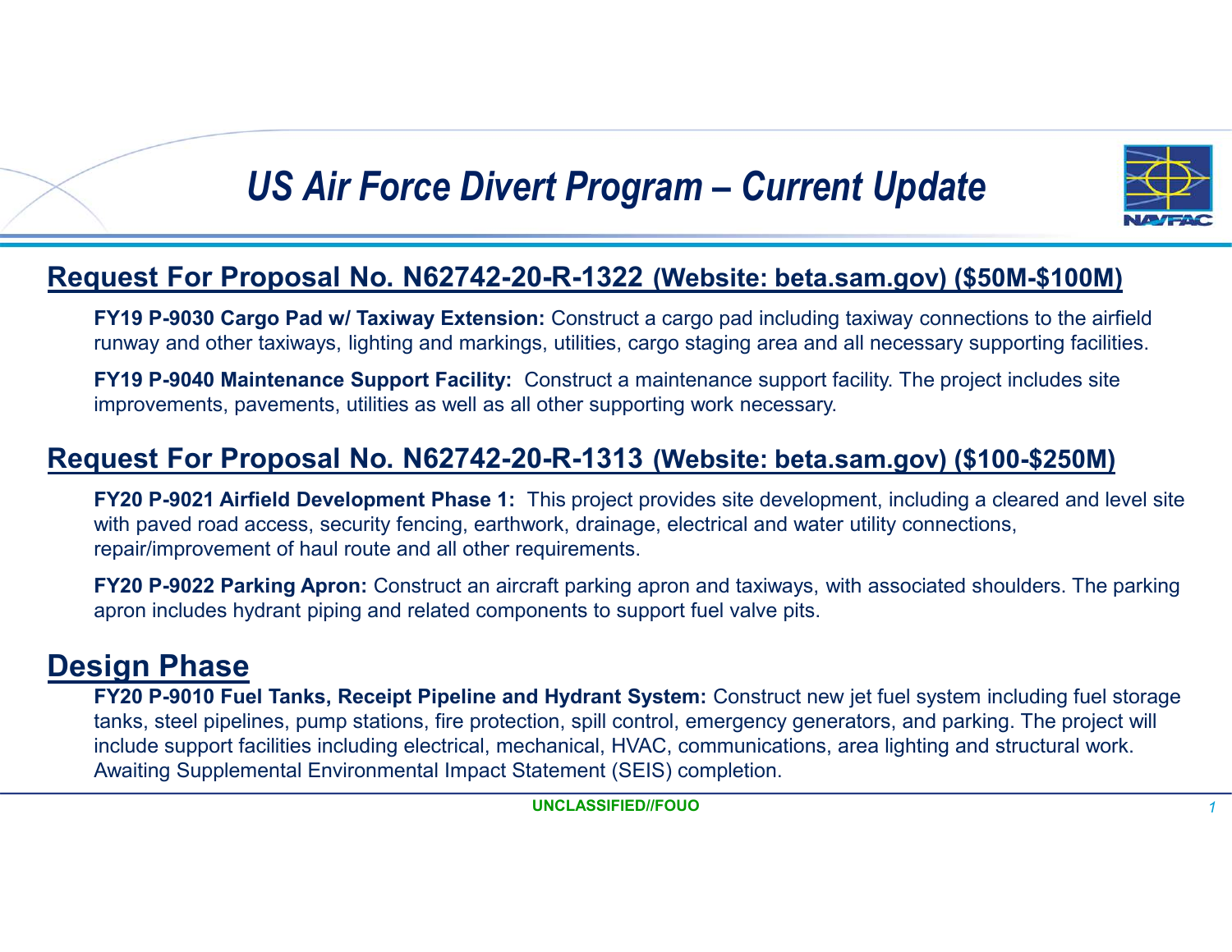# *US Air Force Divert Program – Current Update*

## Request For Proposal No. N62742-20-R-1322 (Website: beta.sam.gov) ($50M-$100M)

**FY19 P-9030 Cargo Pad w/ Taxiway Extension:** Construct a cargo pad including taxiway connections to the airfield runway and other taxiways, lighting and markings, utilities, cargo staging area and all necessary supporting facilities.

**FY19 P-9040 Maintenance Support Facility:** Construct a maintenance support facility. The project includes site improvements, pavements, utilities as well as all other supporting work necessary.

## Request For Proposal No. N62742-20-R-1313 (Website: beta.sam.gov) ($100-$250M)

**FY20 P-9021 Airfield Development Phase 1:** This project provides site development, including a cleared and level site with paved road access, security fencing, earthwork, drainage, electrical and water utility connections, repair/improvement of haul route and all other requirements.

**FY20 P-9022 Parking Apron:** Construct an aircraft parking apron and taxiways, with associated shoulders. The parking apron includes hydrant piping and related components to support fuel valve pits.

## Design Phase

**FY20 P-9010 Fuel Tanks, Receipt Pipeline and Hydrant System:** Construct new jet fuel system including fuel storage tanks, steel pipelines, pump stations, fire protection, spill control, emergency generators, and parking. The project will include support facilities including electrical, mechanical, HVAC, communications, area lighting and structural work. Awaiting Supplemental Environmental Impact Statement (SEIS) completion.

UNCLASSIFIED//FOUO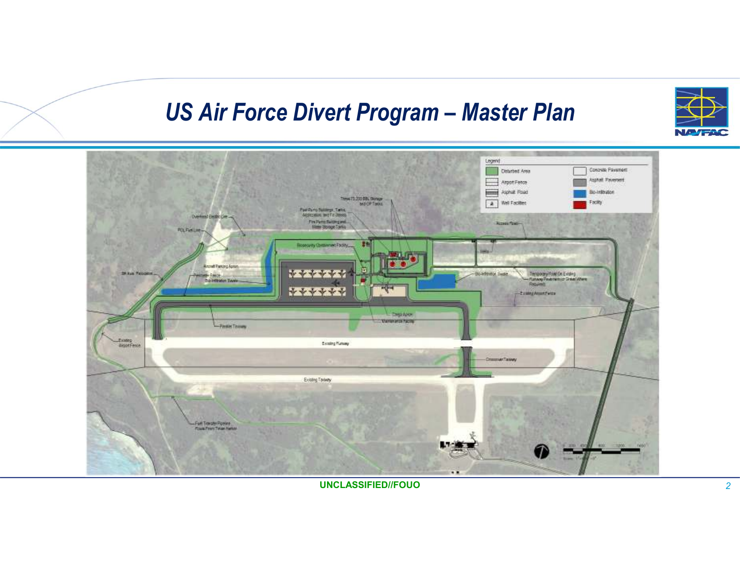# US Air Force Divert Program – Master Plan

Legend

Disturbed Area

Airport Fence

Asphalt Road

Well Facilities

Concrete Pavement

Asphalt Pavement

Bio-Infiltration

Facility

Three 73,333 BBL Storage and GP Tanks

Fuel Pump Buildings, Tanks, Administration, and Fit Stands

Fire Pump Building and Water Storage Tanks

Overhead Electric Line

POL Fuel Line

Biosecurity Containment Facility

Access Road

Wells

Aircraft Parking Apron

8th Ave. Relocation

Perimeter Fence

Bio-Infiltration Swale

Bio-Infiltration Swale

Temporary Road On Existing Runway Pavement (or Gravel Where Required)

Existing Airport Fence

Cargo Apron

Maintenance Facility

Parallel Taxiway

Existing Airport Fence

Existing Runway

Crossover Taxiway

Existing Taxiway

Fuel Transfer Pipeline Route From Tinian Harbor

UNCLASSIFIED//FOUO